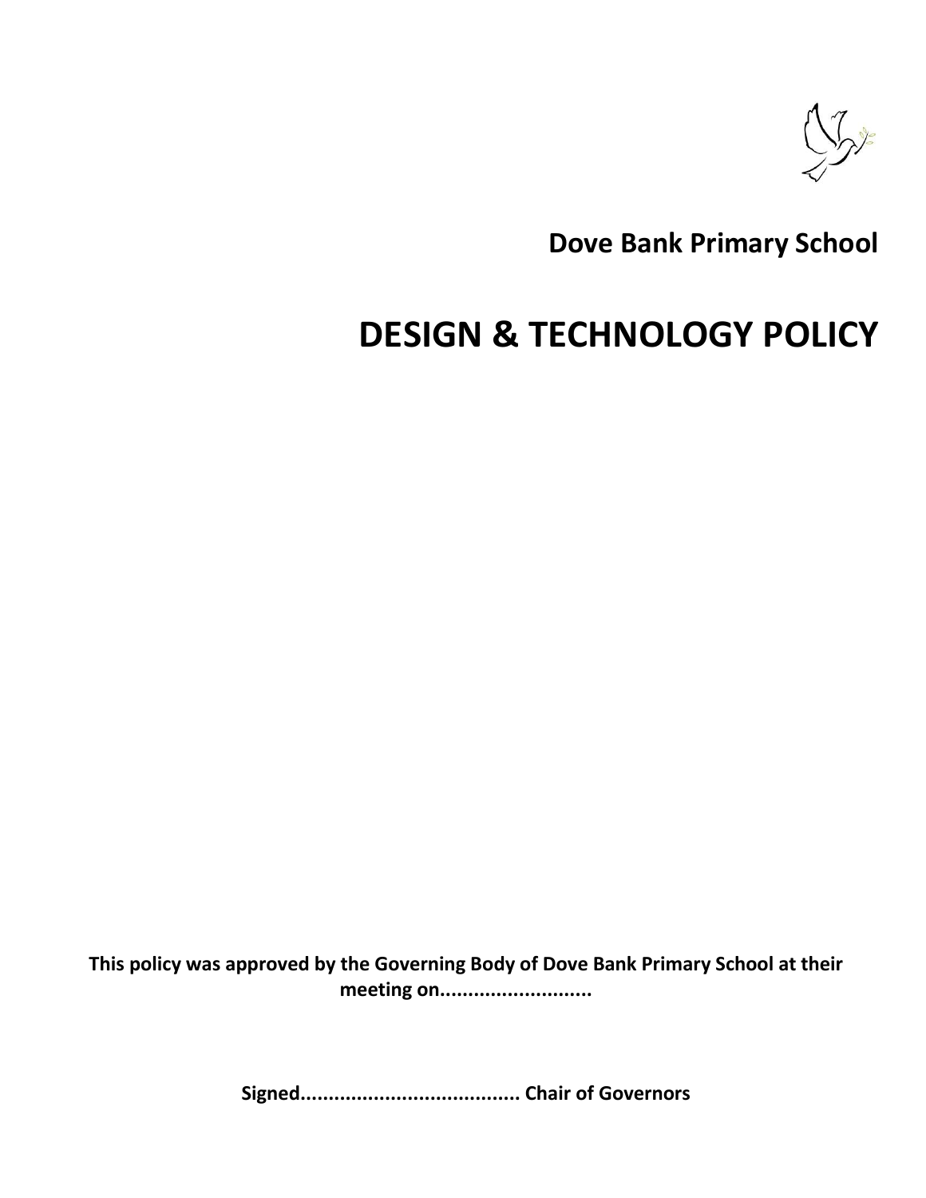**Dove Bank Primary School**

# DESIGN & TECHNOLOGY POLICY

**This policy was approved by the Governing Body of Dove Bank Primary School at their meeting on...........................**

**Signed....................................... Chair of Governors**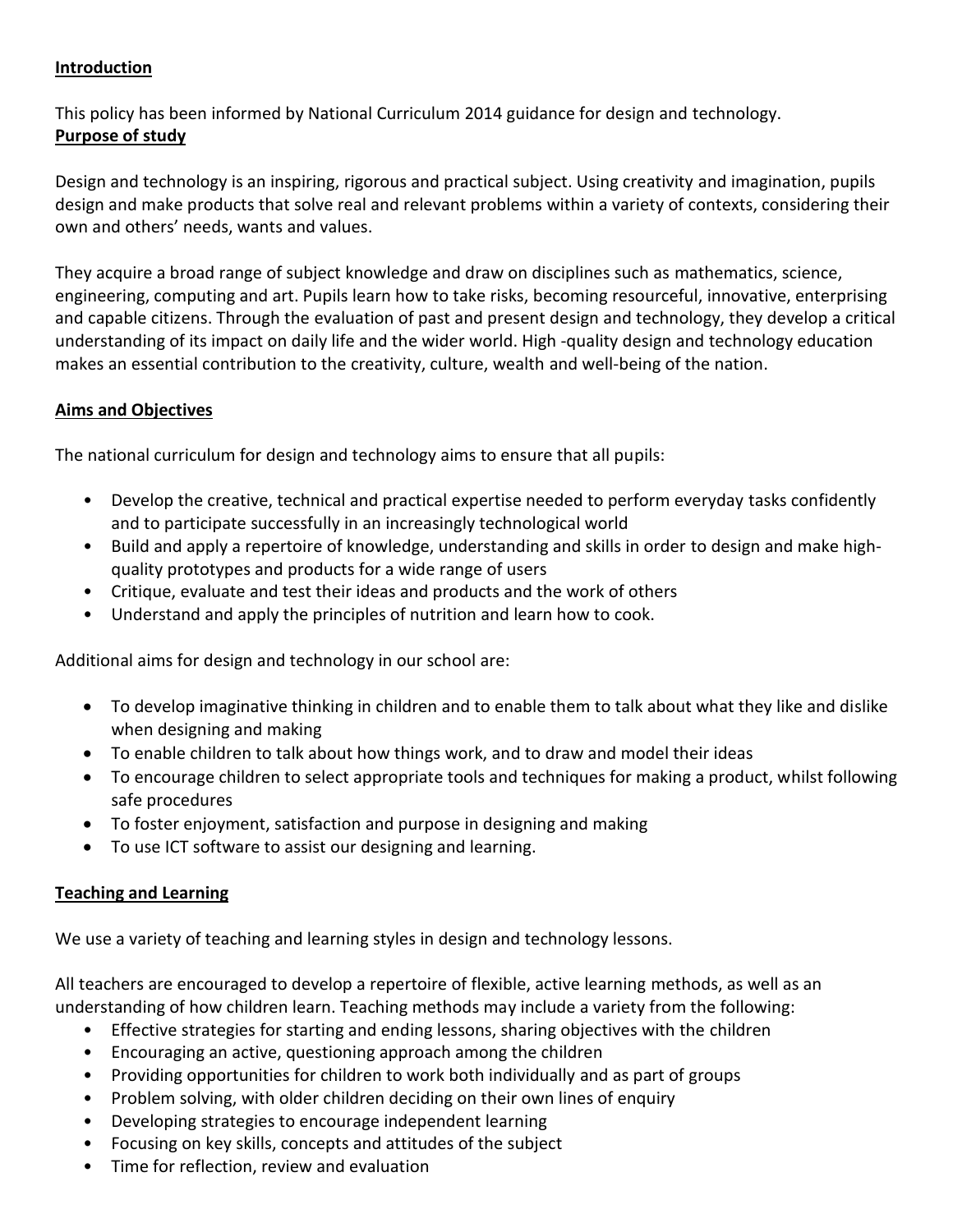## Introduction

This policy has been informed by National Curriculum 2014 guidance for design and technology.

## Purpose of study

Design and technology is an inspiring, rigorous and practical subject. Using creativity and imagination, pupils design and make products that solve real and relevant problems within a variety of contexts, considering their own and others' needs, wants and values.

They acquire a broad range of subject knowledge and draw on disciplines such as mathematics, science, engineering, computing and art. Pupils learn how to take risks, becoming resourceful, innovative, enterprising and capable citizens. Through the evaluation of past and present design and technology, they develop a critical understanding of its impact on daily life and the wider world. High -quality design and technology education makes an essential contribution to the creativity, culture, wealth and well-being of the nation.

## Aims and Objectives

The national curriculum for design and technology aims to ensure that all pupils:

- Develop the creative, technical and practical expertise needed to perform everyday tasks confidently and to participate successfully in an increasingly technological world
- Build and apply a repertoire of knowledge, understanding and skills in order to design and make high-quality prototypes and products for a wide range of users
- Critique, evaluate and test their ideas and products and the work of others
- Understand and apply the principles of nutrition and learn how to cook.

Additional aims for design and technology in our school are:

- To develop imaginative thinking in children and to enable them to talk about what they like and dislike when designing and making
- To enable children to talk about how things work, and to draw and model their ideas
- To encourage children to select appropriate tools and techniques for making a product, whilst following safe procedures
- To foster enjoyment, satisfaction and purpose in designing and making
- To use ICT software to assist our designing and learning.

## Teaching and Learning

We use a variety of teaching and learning styles in design and technology lessons.

All teachers are encouraged to develop a repertoire of flexible, active learning methods, as well as an understanding of how children learn. Teaching methods may include a variety from the following:

- Effective strategies for starting and ending lessons, sharing objectives with the children
- Encouraging an active, questioning approach among the children
- Providing opportunities for children to work both individually and as part of groups
- Problem solving, with older children deciding on their own lines of enquiry
- Developing strategies to encourage independent learning
- Focusing on key skills, concepts and attitudes of the subject
- Time for reflection, review and evaluation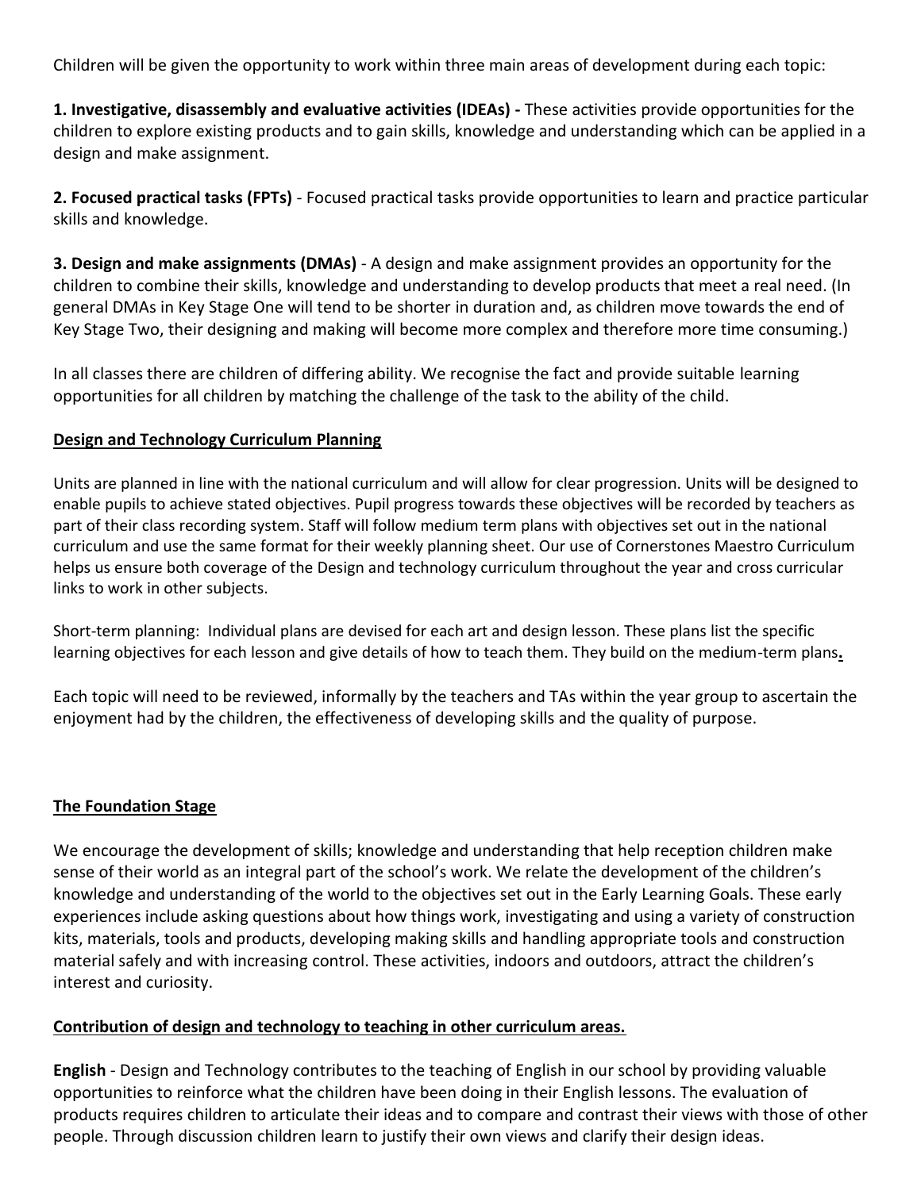Children will be given the opportunity to work within three main areas of development during each topic:

**1. Investigative, disassembly and evaluative activities (IDEAs) -** These activities provide opportunities for the children to explore existing products and to gain skills, knowledge and understanding which can be applied in a design and make assignment.

**2. Focused practical tasks (FPTs)** - Focused practical tasks provide opportunities to learn and practice particular skills and knowledge.

**3. Design and make assignments (DMAs)** - A design and make assignment provides an opportunity for the children to combine their skills, knowledge and understanding to develop products that meet a real need. (In general DMAs in Key Stage One will tend to be shorter in duration and, as children move towards the end of Key Stage Two, their designing and making will become more complex and therefore more time consuming.)

In all classes there are children of differing ability. We recognise the fact and provide suitable learning opportunities for all children by matching the challenge of the task to the ability of the child.

## Design and Technology Curriculum Planning

Units are planned in line with the national curriculum and will allow for clear progression. Units will be designed to enable pupils to achieve stated objectives. Pupil progress towards these objectives will be recorded by teachers as part of their class recording system. Staff will follow medium term plans with objectives set out in the national curriculum and use the same format for their weekly planning sheet. Our use of Cornerstones Maestro Curriculum helps us ensure both coverage of the Design and technology curriculum throughout the year and cross curricular links to work in other subjects.

Short-term planning: Individual plans are devised for each art and design lesson. These plans list the specific learning objectives for each lesson and give details of how to teach them. They build on the medium-term plans.

Each topic will need to be reviewed, informally by the teachers and TAs within the year group to ascertain the enjoyment had by the children, the effectiveness of developing skills and the quality of purpose.

## The Foundation Stage

We encourage the development of skills; knowledge and understanding that help reception children make sense of their world as an integral part of the school's work. We relate the development of the children's knowledge and understanding of the world to the objectives set out in the Early Learning Goals. These early experiences include asking questions about how things work, investigating and using a variety of construction kits, materials, tools and products, developing making skills and handling appropriate tools and construction material safely and with increasing control. These activities, indoors and outdoors, attract the children's interest and curiosity.

## Contribution of design and technology to teaching in other curriculum areas.

**English** - Design and Technology contributes to the teaching of English in our school by providing valuable opportunities to reinforce what the children have been doing in their English lessons. The evaluation of products requires children to articulate their ideas and to compare and contrast their views with those of other people. Through discussion children learn to justify their own views and clarify their design ideas.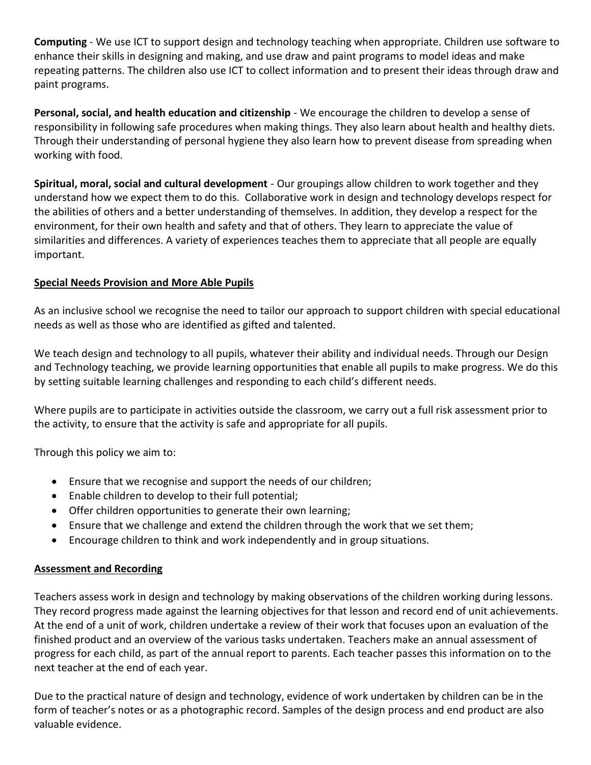**Computing** - We use ICT to support design and technology teaching when appropriate. Children use software to enhance their skills in designing and making, and use draw and paint programs to model ideas and make repeating patterns. The children also use ICT to collect information and to present their ideas through draw and paint programs.

**Personal, social, and health education and citizenship** - We encourage the children to develop a sense of responsibility in following safe procedures when making things. They also learn about health and healthy diets. Through their understanding of personal hygiene they also learn how to prevent disease from spreading when working with food.

**Spiritual, moral, social and cultural development** - Our groupings allow children to work together and they understand how we expect them to do this. Collaborative work in design and technology develops respect for the abilities of others and a better understanding of themselves. In addition, they develop a respect for the environment, for their own health and safety and that of others. They learn to appreciate the value of similarities and differences. A variety of experiences teaches them to appreciate that all people are equally important.

## Special Needs Provision and More Able Pupils

As an inclusive school we recognise the need to tailor our approach to support children with special educational needs as well as those who are identified as gifted and talented.

We teach design and technology to all pupils, whatever their ability and individual needs. Through our Design and Technology teaching, we provide learning opportunities that enable all pupils to make progress. We do this by setting suitable learning challenges and responding to each child's different needs.

Where pupils are to participate in activities outside the classroom, we carry out a full risk assessment prior to the activity, to ensure that the activity is safe and appropriate for all pupils.

Through this policy we aim to:

- Ensure that we recognise and support the needs of our children;
- Enable children to develop to their full potential;
- Offer children opportunities to generate their own learning;
- Ensure that we challenge and extend the children through the work that we set them;
- Encourage children to think and work independently and in group situations.

## Assessment and Recording

Teachers assess work in design and technology by making observations of the children working during lessons. They record progress made against the learning objectives for that lesson and record end of unit achievements. At the end of a unit of work, children undertake a review of their work that focuses upon an evaluation of the finished product and an overview of the various tasks undertaken. Teachers make an annual assessment of progress for each child, as part of the annual report to parents. Each teacher passes this information on to the next teacher at the end of each year.

Due to the practical nature of design and technology, evidence of work undertaken by children can be in the form of teacher's notes or as a photographic record. Samples of the design process and end product are also valuable evidence.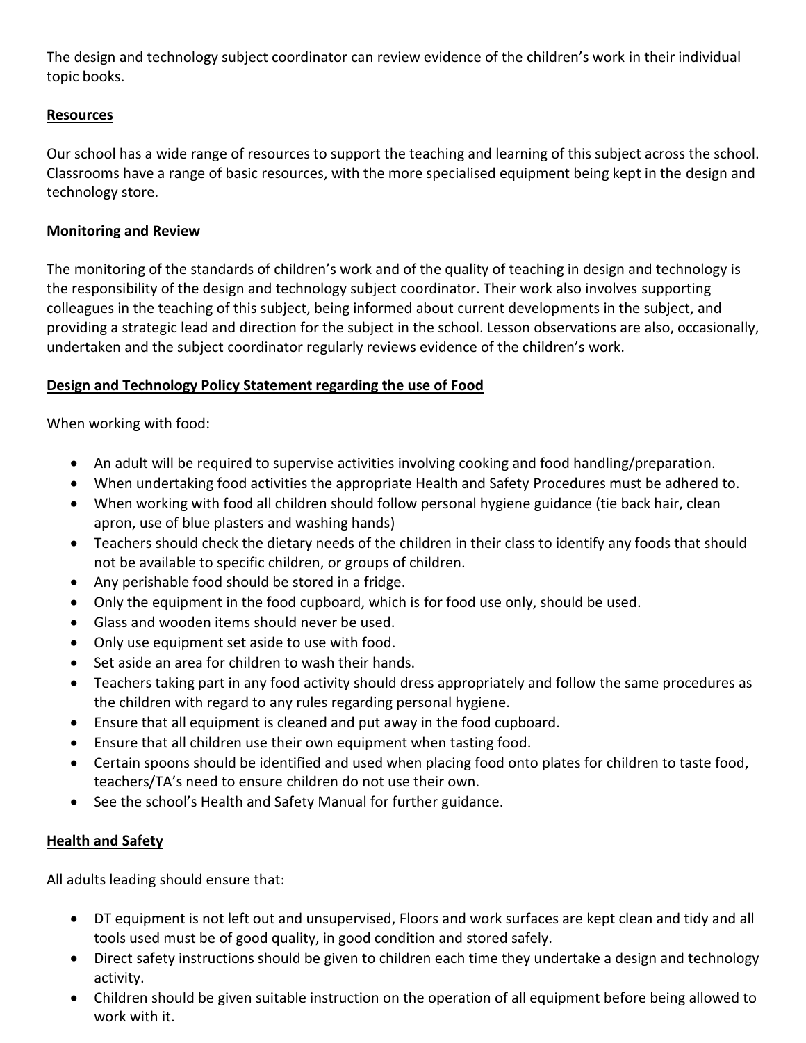The design and technology subject coordinator can review evidence of the children's work in their individual topic books.

## Resources

Our school has a wide range of resources to support the teaching and learning of this subject across the school. Classrooms have a range of basic resources, with the more specialised equipment being kept in the design and technology store.

## Monitoring and Review

The monitoring of the standards of children's work and of the quality of teaching in design and technology is the responsibility of the design and technology subject coordinator. Their work also involves supporting colleagues in the teaching of this subject, being informed about current developments in the subject, and providing a strategic lead and direction for the subject in the school. Lesson observations are also, occasionally, undertaken and the subject coordinator regularly reviews evidence of the children's work.

## Design and Technology Policy Statement regarding the use of Food

When working with food:

- An adult will be required to supervise activities involving cooking and food handling/preparation.
- When undertaking food activities the appropriate Health and Safety Procedures must be adhered to.
- When working with food all children should follow personal hygiene guidance (tie back hair, clean apron, use of blue plasters and washing hands)
- Teachers should check the dietary needs of the children in their class to identify any foods that should not be available to specific children, or groups of children.
- Any perishable food should be stored in a fridge.
- Only the equipment in the food cupboard, which is for food use only, should be used.
- Glass and wooden items should never be used.
- Only use equipment set aside to use with food.
- Set aside an area for children to wash their hands.
- Teachers taking part in any food activity should dress appropriately and follow the same procedures as the children with regard to any rules regarding personal hygiene.
- Ensure that all equipment is cleaned and put away in the food cupboard.
- Ensure that all children use their own equipment when tasting food.
- Certain spoons should be identified and used when placing food onto plates for children to taste food, teachers/TA's need to ensure children do not use their own.
- See the school's Health and Safety Manual for further guidance.

## Health and Safety

All adults leading should ensure that:

- DT equipment is not left out and unsupervised, Floors and work surfaces are kept clean and tidy and all tools used must be of good quality, in good condition and stored safely.
- Direct safety instructions should be given to children each time they undertake a design and technology activity.
- Children should be given suitable instruction on the operation of all equipment before being allowed to work with it.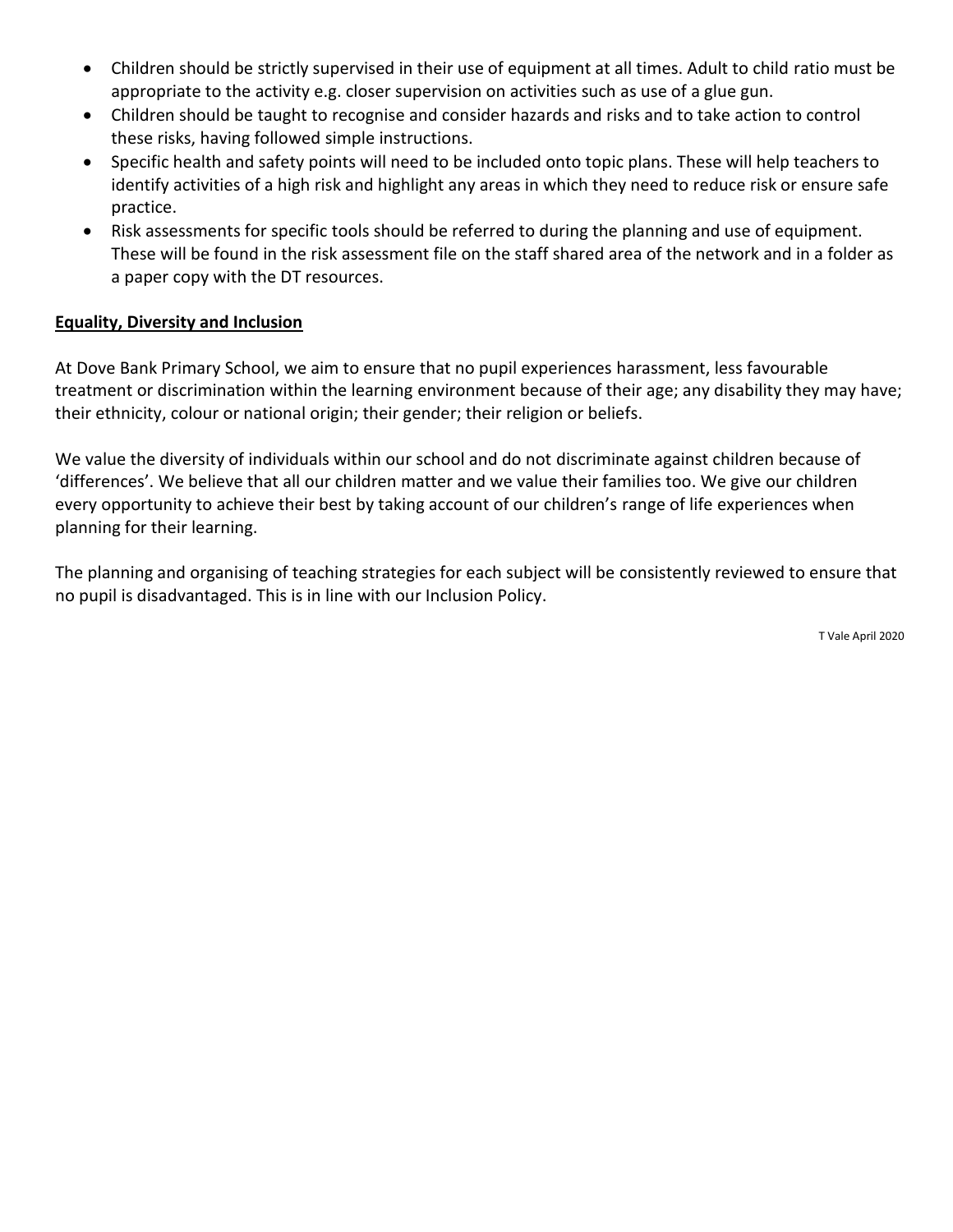- Children should be strictly supervised in their use of equipment at all times. Adult to child ratio must be appropriate to the activity e.g. closer supervision on activities such as use of a glue gun.
- Children should be taught to recognise and consider hazards and risks and to take action to control these risks, having followed simple instructions.
- Specific health and safety points will need to be included onto topic plans. These will help teachers to identify activities of a high risk and highlight any areas in which they need to reduce risk or ensure safe practice.
- Risk assessments for specific tools should be referred to during the planning and use of equipment. These will be found in the risk assessment file on the staff shared area of the network and in a folder as a paper copy with the DT resources.

**Equality, Diversity and Inclusion**

At Dove Bank Primary School, we aim to ensure that no pupil experiences harassment, less favourable treatment or discrimination within the learning environment because of their age; any disability they may have; their ethnicity, colour or national origin; their gender; their religion or beliefs.

We value the diversity of individuals within our school and do not discriminate against children because of 'differences'. We believe that all our children matter and we value their families too. We give our children every opportunity to achieve their best by taking account of our children's range of life experiences when planning for their learning.

The planning and organising of teaching strategies for each subject will be consistently reviewed to ensure that no pupil is disadvantaged. This is in line with our Inclusion Policy.

T Vale April 2020